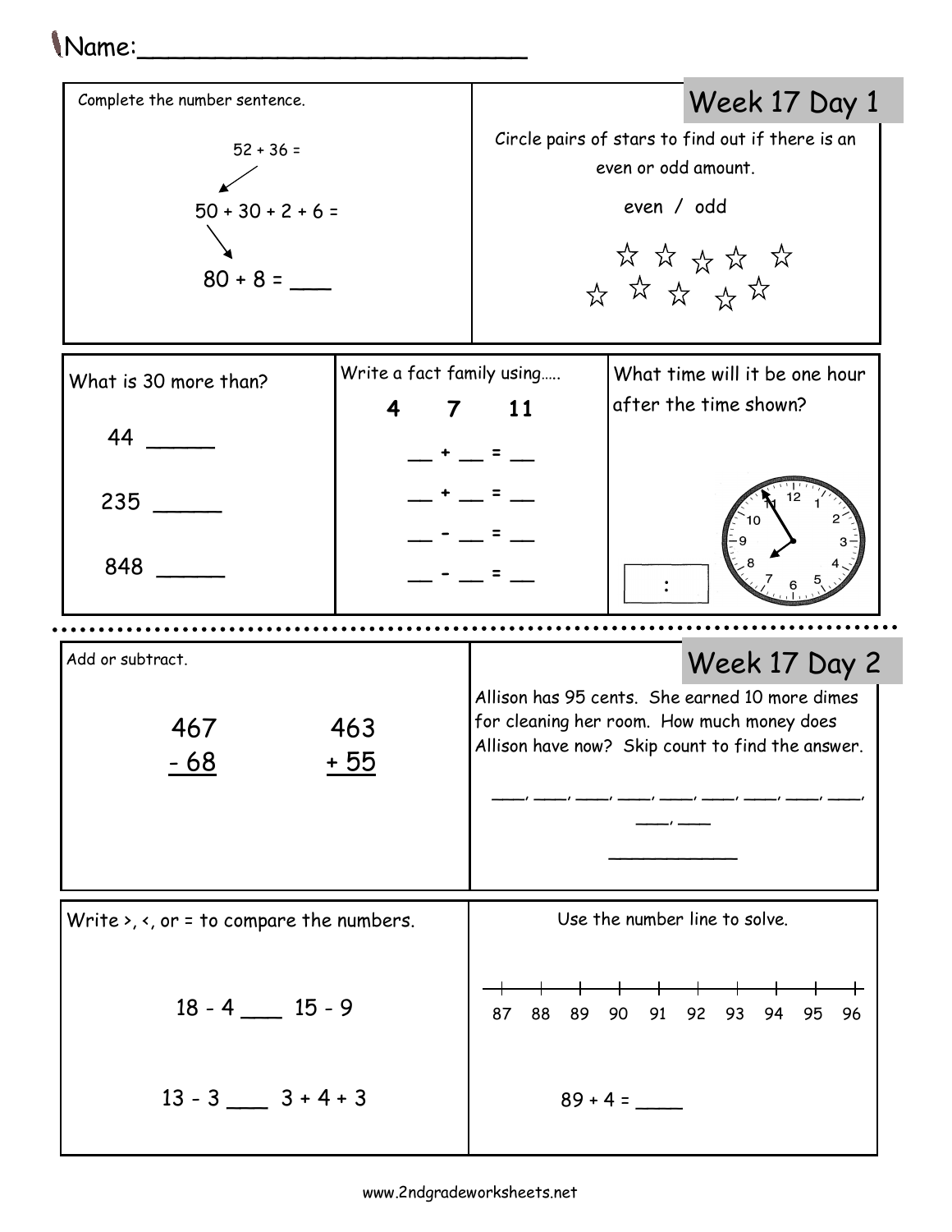Name:___________________________

## Week 17 Day 1

Complete the number sentence.

52 + 36 =

50 + 30 + 2 + 6 =

80 + 8 = ___

Circle pairs of stars to find out if there is an even or odd amount.

even / odd

☆ ☆ ☆ ☆ ☆
☆ ☆ ☆ ☆ ☆

What is 30 more than?

44 ______

235 ______

848 ______

Write a fact family using…..

**4 7 11**

__ + __ = __

__ + __ = __

__ - __ = __

__ - __ = __

What time will it be one hour after the time shown?

[ : ]

## Week 17 Day 2

Add or subtract.

```
 467      463
- 68     + 55
```

Allison has 95 cents. She earned 10 more dimes for cleaning her room. How much money does Allison have now? Skip count to find the answer.

___, ___, ___, ___, ___, ___, ___, ___, ___, ___, ___

___________

Write >, <, or = to compare the numbers.

18 - 4 ____ 15 - 9

13 - 3 ____ 3 + 4 + 3

Use the number line to solve.

87 88 89 90 91 92 93 94 95 96

89 + 4 = _____

www.2ndgradeworksheets.net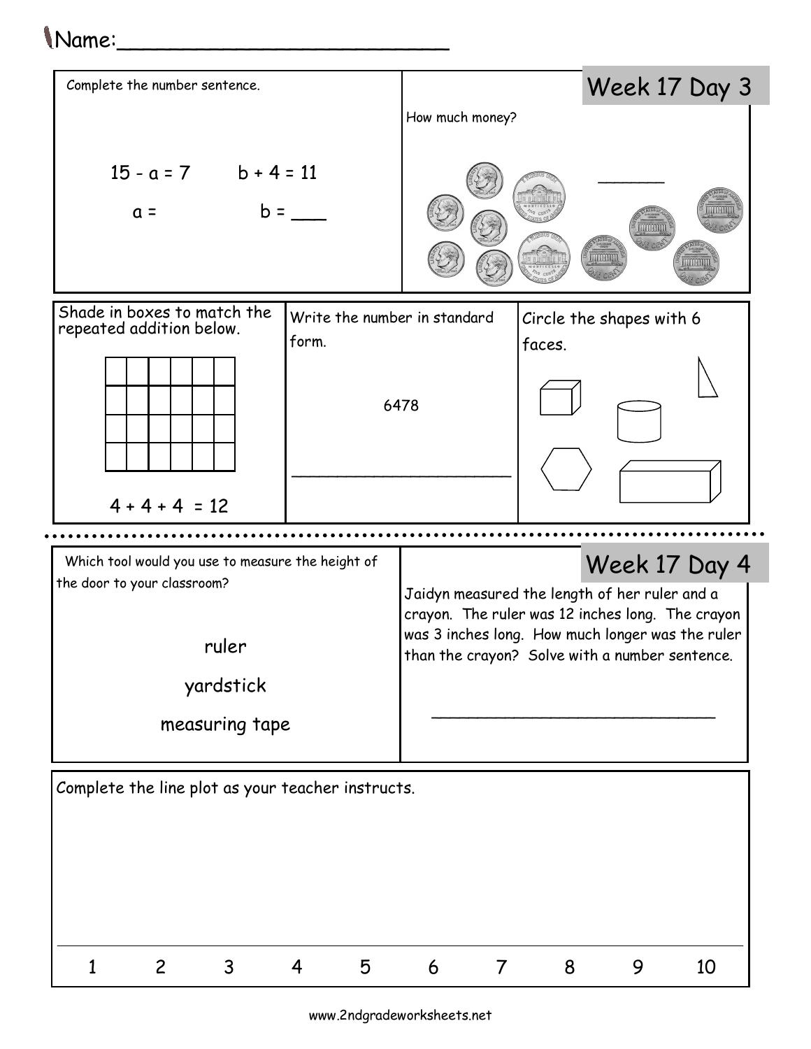Name:_________________________

## Week 17 Day 3

Complete the number sentence.

$15 - a = 7$ $b + 4 = 11$

$a =$ $b =$ ___

How much money?

______

Shade in boxes to match the repeated addition below.

$4 + 4 + 4 = 12$

Write the number in standard form.

6478

______________________

Circle the shapes with 6 faces.

## Week 17 Day 4

Which tool would you use to measure the height of the door to your classroom?

ruler

yardstick

measuring tape

Jaidyn measured the length of her ruler and a crayon. The ruler was 12 inches long. The crayon was 3 inches long. How much longer was the ruler than the crayon? Solve with a number sentence.

____________________________

Complete the line plot as your teacher instructs.

1 2 3 4 5 6 7 8 9 10

www.2ndgradeworksheets.net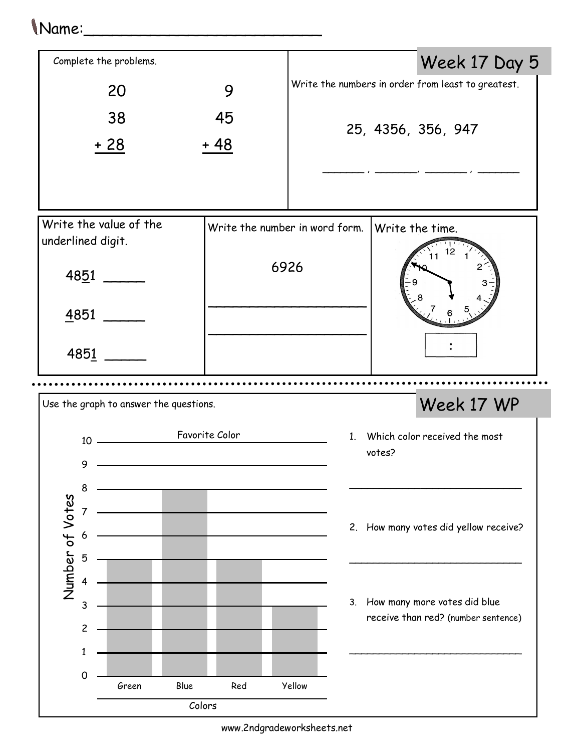Name:_________________________

## Week 17 Day 5

Complete the problems.

```
  20       9
  38      45
+ 28    + 48
```

Write the numbers in order from least to greatest.

25, 4356, 356, 947

_______ , _______, _______ , _______

Write the value of the underlined digit.

48_5_1 _____

_4_851 _____

485_1_ _____

Write the number in word form.

6926

______________________

______________________

Write the time.

12
11 1
10 2
9 3
8 4
7 5
6

:

## Week 17 WP

Use the graph to answer the questions.

Favorite Color

Number of Votes

10
9
8
7
6
5
4
3
2
1
0

Green Blue Red Yellow

Colors

1. Which color received the most votes?

______________________________

2. How many votes did yellow receive?

______________________________

3. How many more votes did blue receive than red? (number sentence)

______________________________